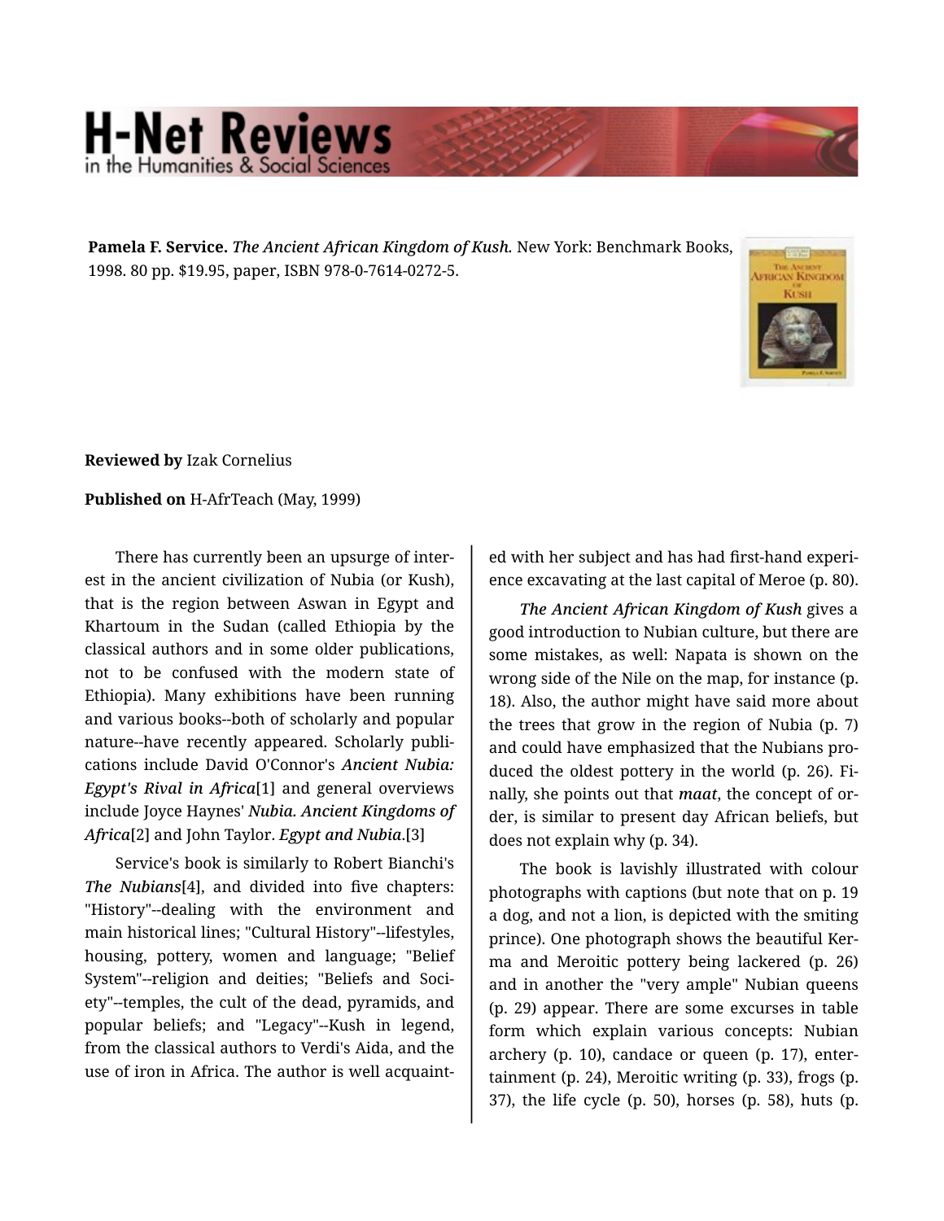**Pamela F. Service.** *The Ancient African Kingdom of Kush.* New York: Benchmark Books, 1998. 80 pp. $19.95, paper, ISBN 978-0-7614-0272-5.

**Reviewed by** Izak Cornelius

**Published on** H-AfrTeach (May, 1999)

There has currently been an upsurge of interest in the ancient civilization of Nubia (or Kush), that is the region between Aswan in Egypt and Khartoum in the Sudan (called Ethiopia by the classical authors and in some older publications, not to be confused with the modern state of Ethiopia). Many exhibitions have been running and various books--both of scholarly and popular nature--have recently appeared. Scholarly publications include David O'Connor's ***Ancient Nubia: Egypt's Rival in Africa***[1] and general overviews include Joyce Haynes' ***Nubia. Ancient Kingdoms of Africa***[2] and John Taylor. ***Egypt and Nubia***.[3]

Service's book is similarly to Robert Bianchi's ***The Nubians***[4], and divided into five chapters: "History"--dealing with the environment and main historical lines; "Cultural History"--lifestyles, housing, pottery, women and language; "Belief System"--religion and deities; "Beliefs and Society"--temples, the cult of the dead, pyramids, and popular beliefs; and "Legacy"--Kush in legend, from the classical authors to Verdi's Aida, and the use of iron in Africa. The author is well acquainted with her subject and has had first-hand experience excavating at the last capital of Meroe (p. 80).

***The Ancient African Kingdom of Kush*** gives a good introduction to Nubian culture, but there are some mistakes, as well: Napata is shown on the wrong side of the Nile on the map, for instance (p. 18). Also, the author might have said more about the trees that grow in the region of Nubia (p. 7) and could have emphasized that the Nubians produced the oldest pottery in the world (p. 26). Finally, she points out that ***maat***, the concept of order, is similar to present day African beliefs, but does not explain why (p. 34).

The book is lavishly illustrated with colour photographs with captions (but note that on p. 19 a dog, and not a lion, is depicted with the smiting prince). One photograph shows the beautiful Kerma and Meroitic pottery being lackered (p. 26) and in another the "very ample" Nubian queens (p. 29) appear. There are some excurses in table form which explain various concepts: Nubian archery (p. 10), candace or queen (p. 17), entertainment (p. 24), Meroitic writing (p. 33), frogs (p. 37), the life cycle (p. 50), horses (p. 58), huts (p.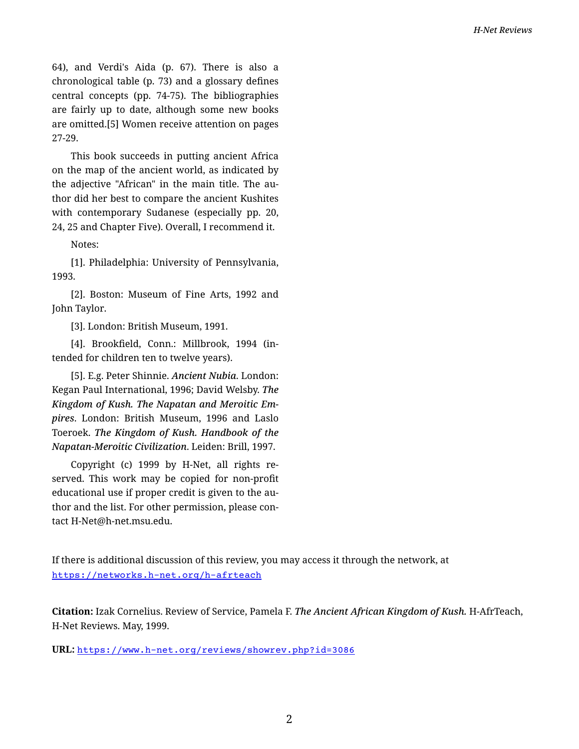64), and Verdi's Aida (p. 67). There is also a chronological table (p. 73) and a glossary defines central concepts (pp. 74-75). The bibliographies are fairly up to date, although some new books are omitted.[5] Women receive attention on pages 27-29.

This book succeeds in putting ancient Africa on the map of the ancient world, as indicated by the adjective "African" in the main title. The author did her best to compare the ancient Kushites with contemporary Sudanese (especially pp. 20, 24, 25 and Chapter Five). Overall, I recommend it.

Notes:

[1]. Philadelphia: University of Pennsylvania, 1993.

[2]. Boston: Museum of Fine Arts, 1992 and John Taylor.

[3]. London: British Museum, 1991.

[4]. Brookfield, Conn.: Millbrook, 1994 (intended for children ten to twelve years).

[5]. E.g. Peter Shinnie. ***Ancient Nubia***. London: Kegan Paul International, 1996; David Welsby. ***The Kingdom of Kush. The Napatan and Meroitic Empires***. London: British Museum, 1996 and Laslo Toeroek. ***The Kingdom of Kush. Handbook of the Napatan-Meroitic Civilization***. Leiden: Brill, 1997.

Copyright (c) 1999 by H-Net, all rights reserved. This work may be copied for non-profit educational use if proper credit is given to the author and the list. For other permission, please contact H-Net@h-net.msu.edu.

If there is additional discussion of this review, you may access it through the network, at https://networks.h-net.org/h-afrteach

**Citation:** Izak Cornelius. Review of Service, Pamela F. *The Ancient African Kingdom of Kush.* H-AfrTeach, H-Net Reviews. May, 1999.

**URL:** https://www.h-net.org/reviews/showrev.php?id=3086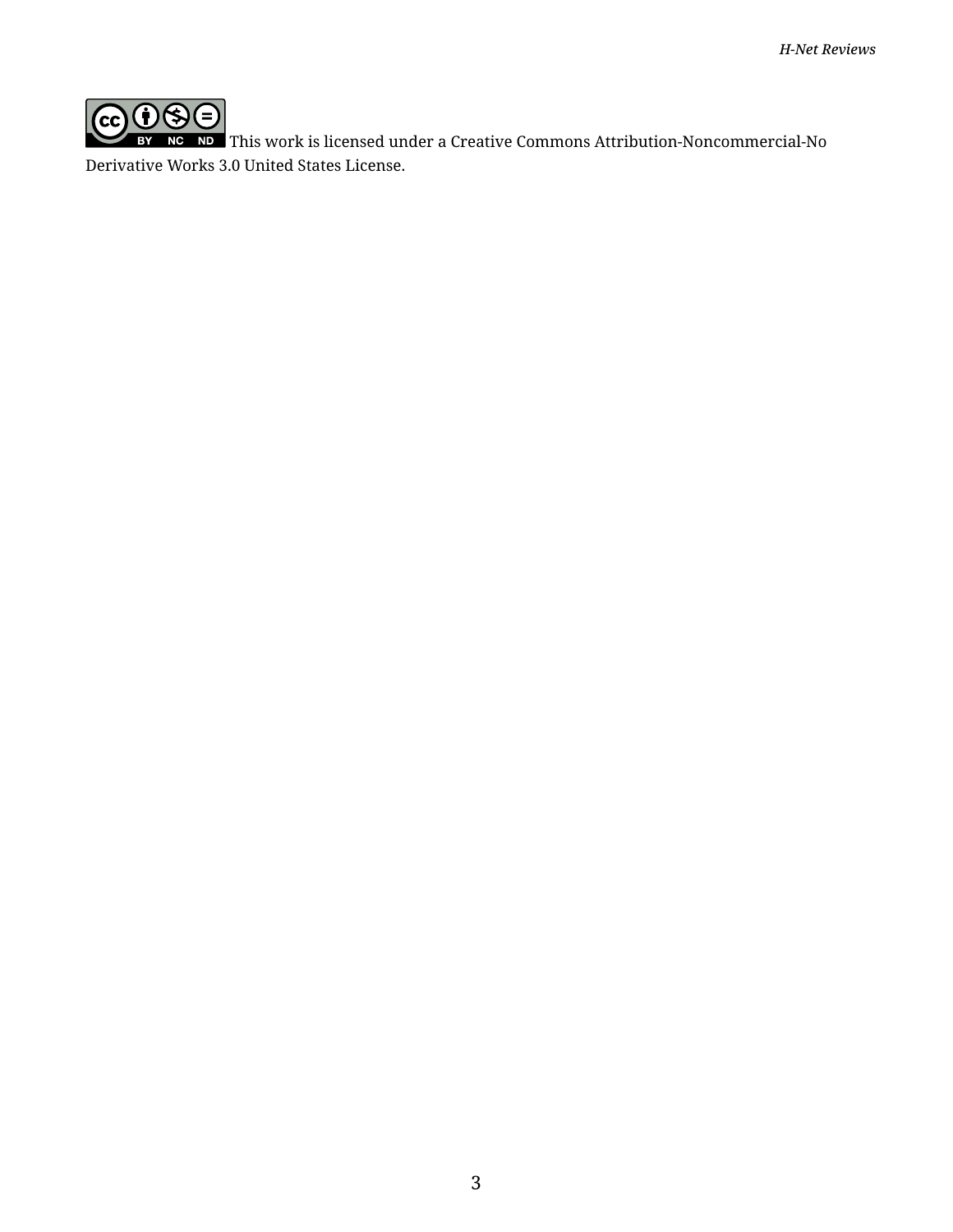This work is licensed under a Creative Commons Attribution-Noncommercial-No Derivative Works 3.0 United States License.